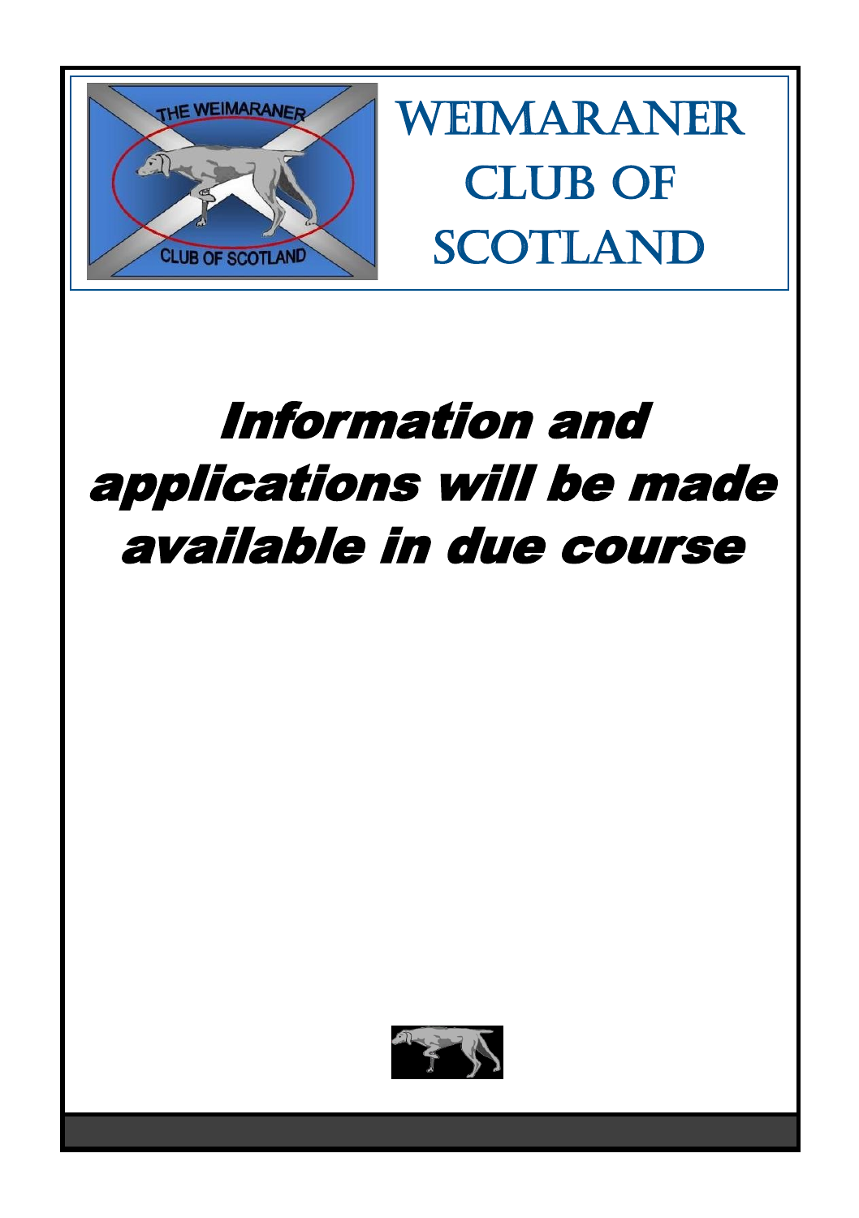# Weimaraner Club of Scotland

## *Information and applications will be made available in due course*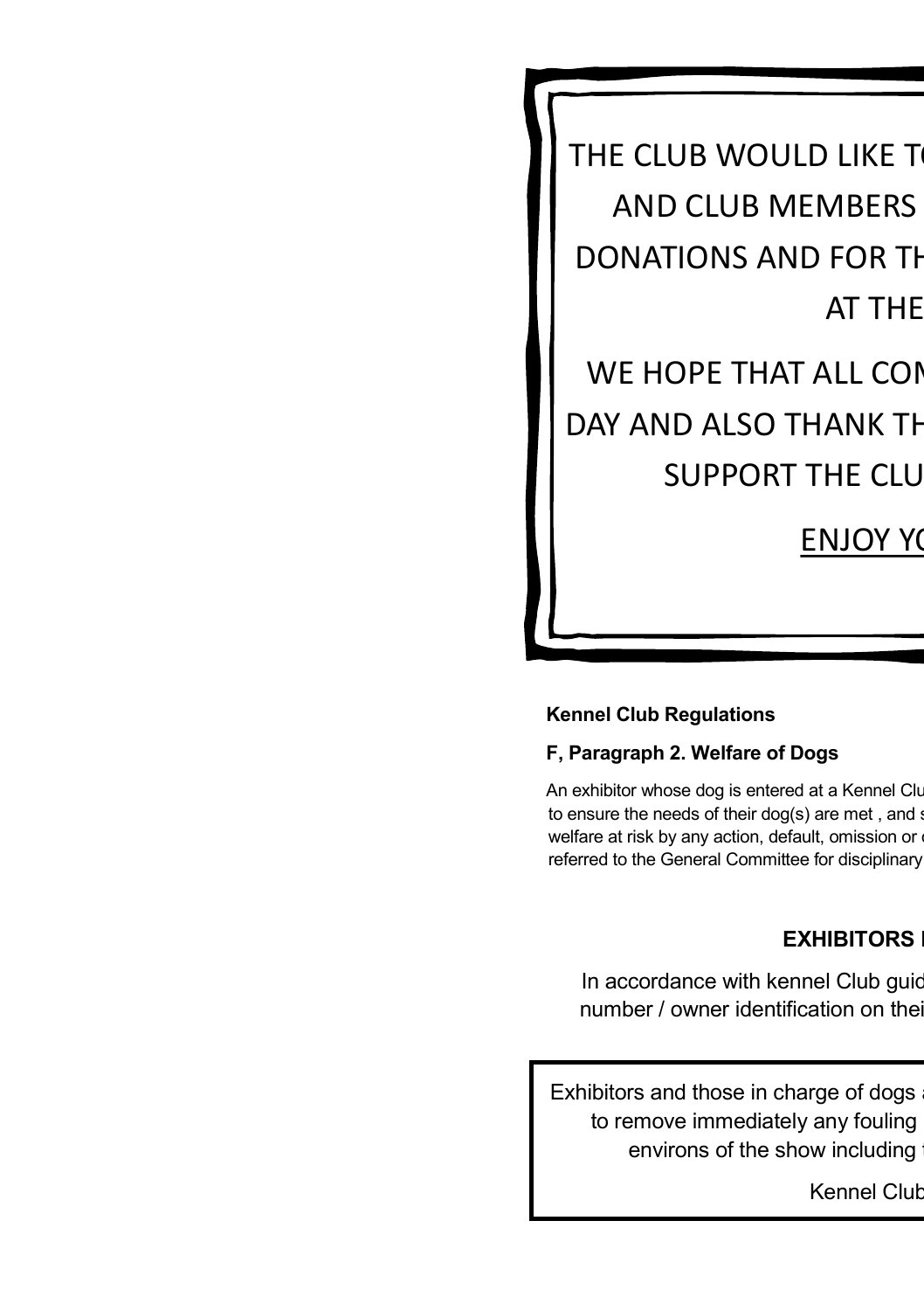THE CLUB WOULD LIKE T

AND CLUB MEMBERS

DONATIONS AND FOR TH

AT THE

WE HOPE THAT ALL COM

DAY AND ALSO THANK TH

SUPPORT THE CLU

ENJOY YC

**Kennel Club Regulations**

**F, Paragraph 2. Welfare of Dogs**

An exhibitor whose dog is entered at a Kennel Clu
to ensure the needs of their dog(s) are met , and s
welfare at risk by any action, default, omission or c
referred to the General Committee for disciplinary

**EXHIBITORS**

In accordance with kennel Club guid
number / owner identification on thei

Exhibitors and those in charge of dogs a
to remove immediately any fouling
environs of the show including t

Kennel Club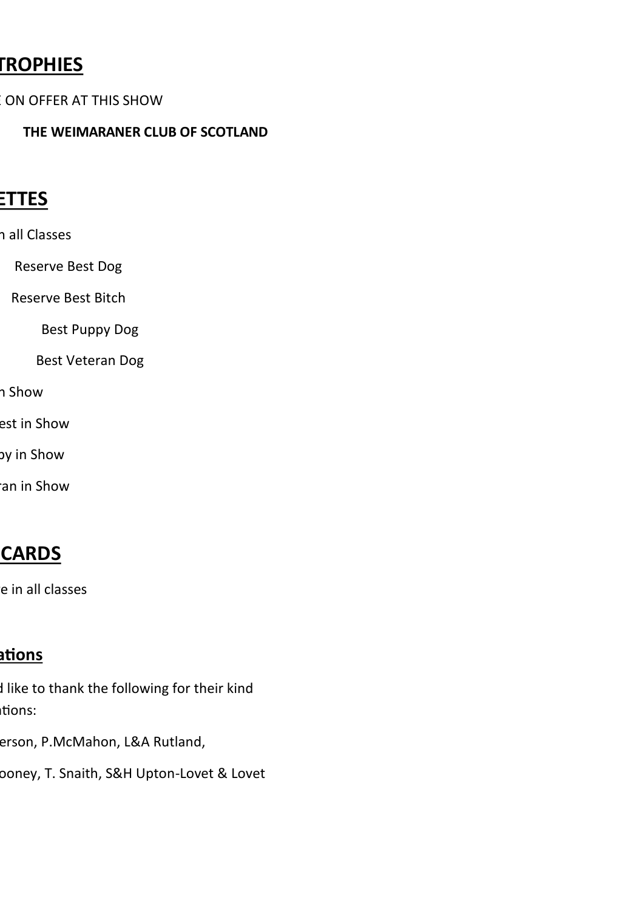## TROPHIES

ON OFFER AT THIS SHOW

**THE WEIMARANER CLUB OF SCOTLAND**

## ETTES

n all Classes

Reserve Best Dog

Reserve Best Bitch

Best Puppy Dog

Best Veteran Dog

n Show

est in Show

py in Show

ran in Show

## CARDS

e in all classes

### ations

d like to thank the following for their kind
ntions:

erson, P.McMahon, L&A Rutland,

ooney, T. Snaith, S&H Upton-Lovet & Lovet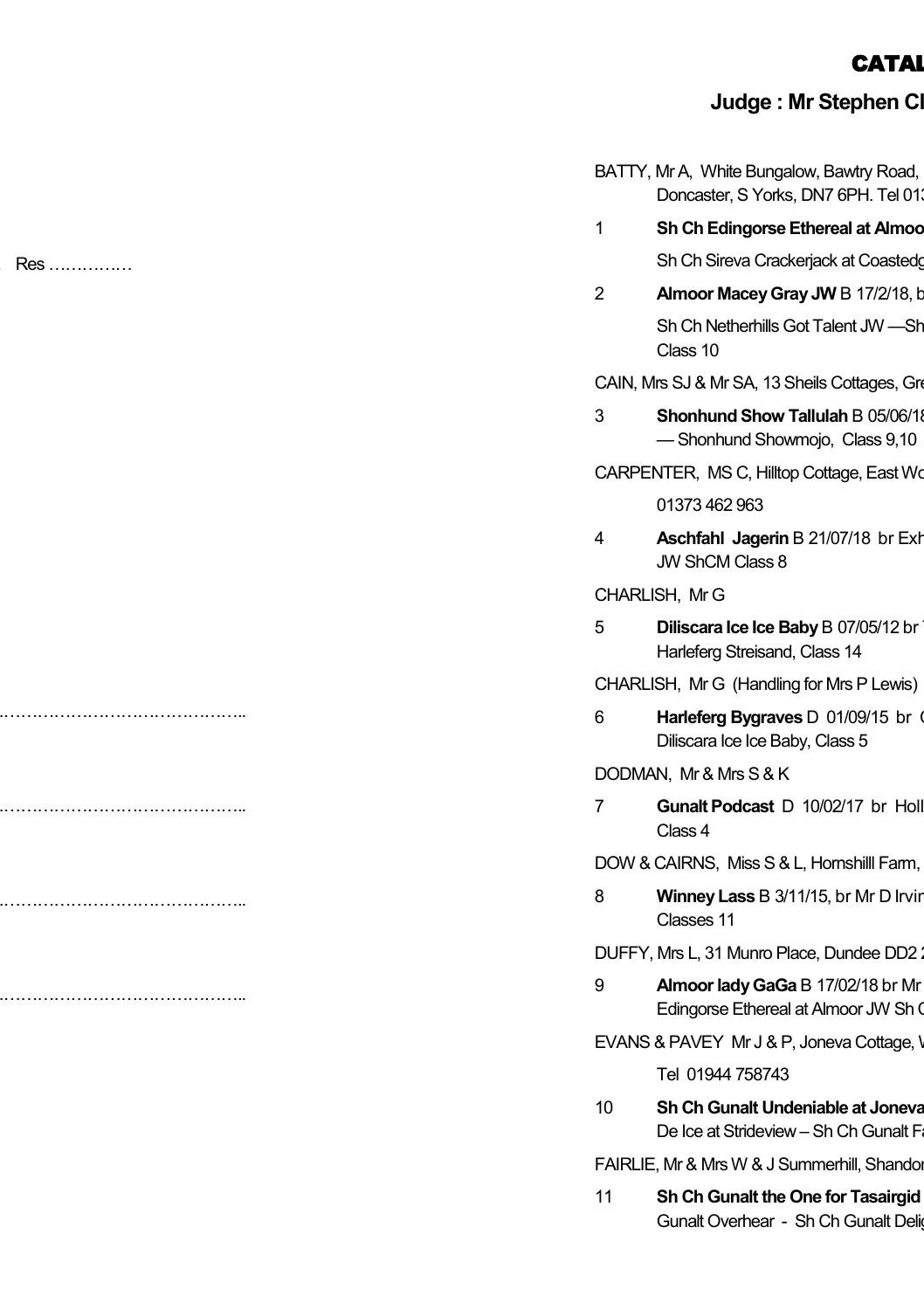# CATAL

**Judge : Mr Stephen Cl**

Res ……………

……………………………………..

……………………………………..

……………………………………..

……………………………………..

BATTY, Mr A, White Bungalow, Bawtry Road,
Doncaster, S Yorks, DN7 6PH. Tel 01

1 **Sh Ch Edingorse Ethereal at Almoo**
Sh Ch Sireva Crackerjack at Coastedg

2 **Almoor Macey Gray JW** B 17/2/18, b
Sh Ch Netherhills Got Talent JW —Sh
Class 10

CAIN, Mrs SJ & Mr SA, 13 Sheils Cottages, Gre

3 **Shonhund Show Tallulah** B 05/06/1
— Shonhund Showmojo, Class 9,10

CARPENTER, MS C, Hilltop Cottage, East Wo
01373 462 963

4 **Aschfahl Jagerin** B 21/07/18 br Exh
JW ShCM Class 8

CHARLISH, Mr G

5 **Diliscara Ice Ice Baby** B 07/05/12 br
Harleferg Streisand, Class 14

CHARLISH, Mr G (Handling for Mrs P Lewis)

6 **Harleferg Bygraves** D 01/09/15 br
Diliscara Ice Ice Baby, Class 5

DODMAN, Mr & Mrs S & K

7 **Gunalt Podcast** D 10/02/17 br Holl
Class 4

DOW & CAIRNS, Miss S & L, Hornshilll Farm,

8 **Winney Lass** B 3/11/15, br Mr D Irvi
Classes 11

DUFFY, Mrs L, 31 Munro Place, Dundee DD2

9 **Almoor lady GaGa** B 17/02/18 br Mr
Edingorse Ethereal at Almoor JW Sh C

EVANS & PAVEY Mr J & P, Joneva Cottage,
Tel 01944 758743

10 **Sh Ch Gunalt Undeniable at Joneva**
De Ice at Strideview – Sh Ch Gunalt F

FAIRLIE, Mr & Mrs W & J Summerhill, Shando

11 **Sh Ch Gunalt the One for Tasairgid**
Gunalt Overhear - Sh Ch Gunalt Deli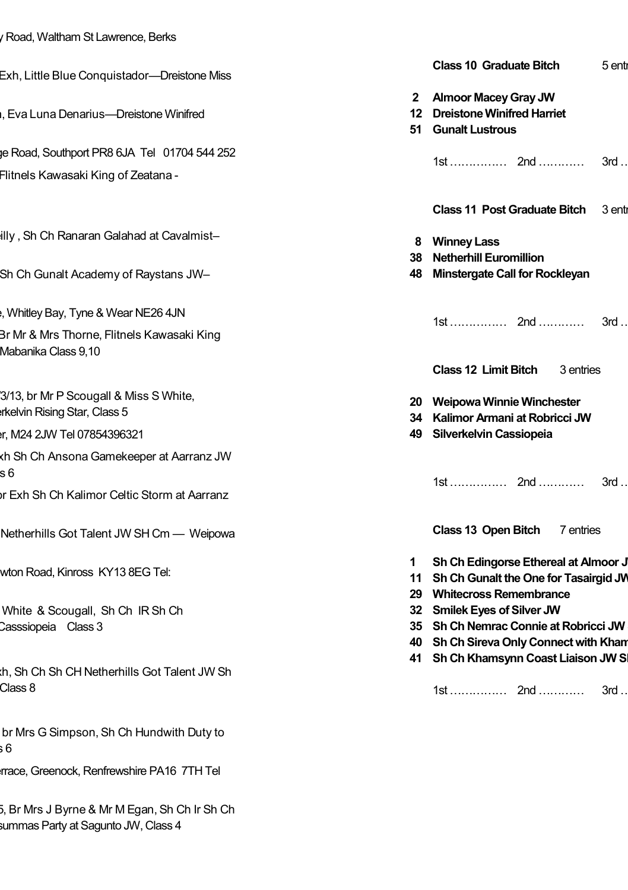y Road, Waltham St Lawrence, Berks

Exh, Little Blue Conquistador—Dreistone Miss

, Eva Luna Denarius—Dreistone Winifred

ge Road, Southport PR8 6JA Tel 01704 544 252

Flitnels Kawasaki King of Zeatana -

illy , Sh Ch Ranaran Galahad at Cavalmist–

Sh Ch Gunalt Academy of Raystans JW–

e, Whitley Bay, Tyne & Wear NE26 4JN

Br Mr & Mrs Thorne, Flitnels Kawasaki King

Mabanika Class 9,10

/3/13, br Mr P Scougall & Miss S White,

erkelvin Rising Star, Class 5

er, M24 2JW Tel 07854396321

xh Sh Ch Ansona Gamekeeper at Aarranz JW

s 6

or Exh Sh Ch Kalimor Celtic Storm at Aarranz

Netherhills Got Talent JW SH Cm — Weipowa

wton Road, Kinross KY13 8EG Tel:

White & Scougall, Sh Ch IR Sh Ch

Casssiopeia Class 3

xh, Sh Ch Sh CH Netherhills Got Talent JW Sh

Class 8

br Mrs G Simpson, Sh Ch Hundwith Duty to

s 6

errace, Greenock, Renfrewshire PA16 7TH Tel

5, Br Mrs J Byrne & Mr M Egan, Sh Ch Ir Sh Ch

summas Party at Sagunto JW, Class 4

**Class 10 Graduate Bitch** 5 entr

**2 Almoor Macey Gray JW**
**12 Dreistone Winifred Harriet**
**51 Gunalt Lustrous**

1st …………… 2nd ………… 3rd …

**Class 11 Post Graduate Bitch** 3 entr

**8 Winney Lass**
**38 Netherhill Euromillion**
**48 Minstergate Call for Rockleyan**

1st …………… 2nd ………… 3rd …

**Class 12 Limit Bitch** 3 entries

**20 Weipowa Winnie Winchester**
**34 Kalimor Armani at Robricci JW**
**49 Silverkelvin Cassiopeia**

1st …………… 2nd ………… 3rd …

**Class 13 Open Bitch** 7 entries

**1 Sh Ch Edingorse Ethereal at Almoor J**
**11 Sh Ch Gunalt the One for Tasairgid JW**
**29 Whitecross Remembrance**
**32 Smilek Eyes of Silver JW**
**35 Sh Ch Nemrac Connie at Robricci JW**
**40 Sh Ch Sireva Only Connect with Kham**
**41 Sh Ch Khamsynn Coast Liaison JW Sh**

1st …………… 2nd ………… 3rd …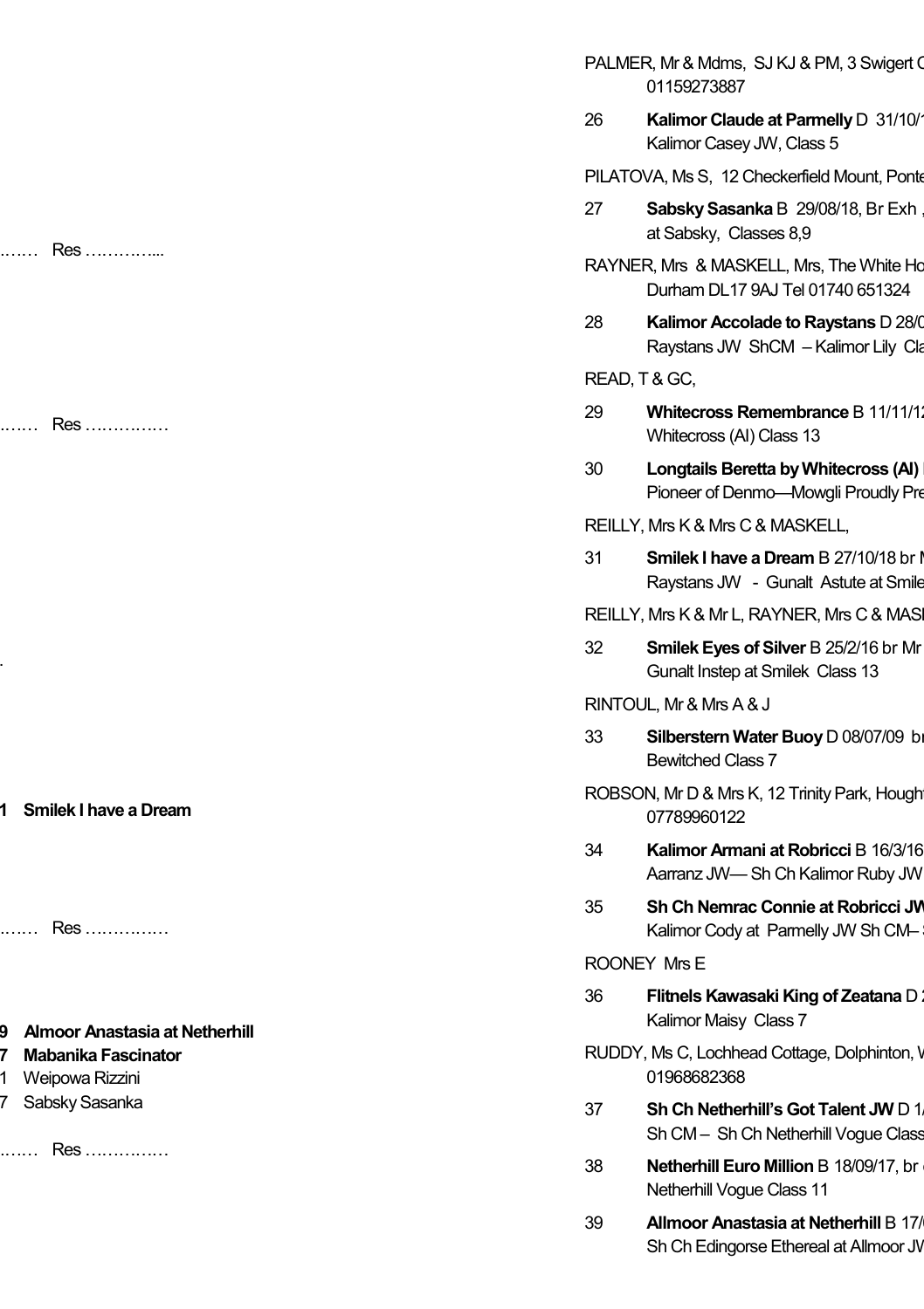……. Res …………...

……. Res ……………

.

1 Smilek I have a Dream

……. Res ……………

9 Almoor Anastasia at Netherhill
7 Mabanika Fascinator
1 Weipowa Rizzini
7 Sabsky Sasanka

……. Res ……………

PALMER, Mr & Mdms, SJ KJ & PM, 3 Swigert C
01159273887

26 **Kalimor Claude at Parmelly** D 31/10/1
Kalimor Casey JW, Class 5

PILATOVA, Ms S, 12 Checkerfield Mount, Ponte

27 **Sabsky Sasanka** B 29/08/18, Br Exh ,
at Sabsky, Classes 8,9

RAYNER, Mrs & MASKELL, Mrs, The White Ho
Durham DL17 9AJ Tel 01740 651324

28 **Kalimor Accolade to Raystans** D 28/0
Raystans JW ShCM – Kalimor Lily Cla

READ, T & GC,

29 **Whitecross Remembrance** B 11/11/1
Whitecross (AI) Class 13

30 **Longtails Beretta by Whitecross (AI)**
Pioneer of Denmo—Mowgli Proudly Pre

REILLY, Mrs K & Mrs C & MASKELL,

31 **Smilek I have a Dream** B 27/10/18 br M
Raystans JW - Gunalt Astute at Smile

REILLY, Mrs K & Mr L, RAYNER, Mrs C & MASK

32 **Smilek Eyes of Silver** B 25/2/16 br Mr
Gunalt Instep at Smilek Class 13

RINTOUL, Mr & Mrs A & J

33 **Silberstern Water Buoy** D 08/07/09 br
Bewitched Class 7

ROBSON, Mr D & Mrs K, 12 Trinity Park, Hought
07789960122

34 **Kalimor Armani at Robricci** B 16/3/16
Aarranz JW— Sh Ch Kalimor Ruby JW

35 **Sh Ch Nemrac Connie at Robricci JW**
Kalimor Cody at Parmelly JW Sh CM–

ROONEY Mrs E

36 **Flitnels Kawasaki King of Zeatana** D
Kalimor Maisy Class 7

RUDDY, Ms C, Lochhead Cottage, Dolphinton, W
01968682368

37 **Sh Ch Netherhill's Got Talent JW** D 1/
Sh CM – Sh Ch Netherhill Vogue Class

38 **Netherhill Euro Million** B 18/09/17, br
Netherhill Vogue Class 11

39 **Allmoor Anastasia at Netherhill** B 17/
Sh Ch Edingorse Ethereal at Allmoor JW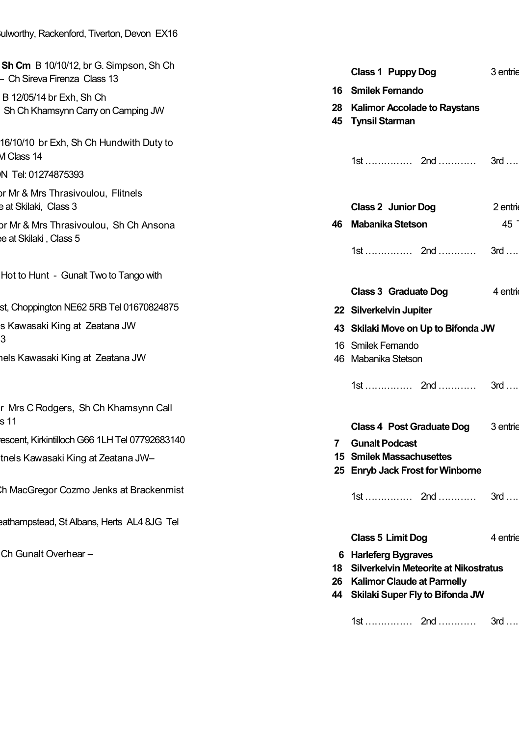ulworthy, Rackenford, Tiverton, Devon EX16

**Sh Cm** B 10/10/12, br G. Simpson, Sh Ch
– Ch Sireva Firenza Class 13

B 12/05/14 br Exh, Sh Ch
Sh Ch Khamsynn Carry on Camping JW

16/10/10 br Exh, Sh Ch Hundwith Duty to
M Class 14

N Tel: 01274875393

r Mr & Mrs Thrasivoulou, Flitnels
e at Skilaki, Class 3

r Mr & Mrs Thrasivoulou, Sh Ch Ansona
e at Skilaki , Class 5

Hot to Hunt - Gunalt Two to Tango with

st, Choppington NE62 5RB Tel 01670824875

s Kawasaki King at Zeatana JW
3

nels Kawasaki King at Zeatana JW

r Mrs C Rodgers, Sh Ch Khamsynn Call
s 11

escent, Kirkintilloch G66 1LH Tel 07792683140

tnels Kawasaki King at Zeatana JW–

h MacGregor Cozmo Jenks at Brackenmist

eathampstead, St Albans, Herts AL4 8JG Tel

Ch Gunalt Overhear –

**Class 1 Puppy Dog** 3 entrie

**16 Smilek Fernando**
**28 Kalimor Accolade to Raystans**
**45 Tynsil Starman**

1st …………… 2nd ………… 3rd ….

**Class 2 Junior Dog** 2 entrie

**46 Mabanika Stetson** 45 T

1st …………… 2nd ………… 3rd ….

**Class 3 Graduate Dog** 4 entrie

**22 Silverkelvin Jupiter**
**43 Skilaki Move on Up to Bifonda JW**
16 Smilek Fernando
46 Mabanika Stetson

1st …………… 2nd ………… 3rd ….

**Class 4 Post Graduate Dog** 3 entrie

**7 Gunalt Podcast**
**15 Smilek Massachusettes**
**25 Enryb Jack Frost for Winborne**

1st …………… 2nd ………… 3rd ….

**Class 5 Limit Dog** 4 entrie

**6 Harleferg Bygraves**
**18 Silverkelvin Meteorite at Nikostratus**
**26 Kalimor Claude at Parmelly**
**44 Skilaki Super Fly to Bifonda JW**

1st …………… 2nd ………… 3rd ….